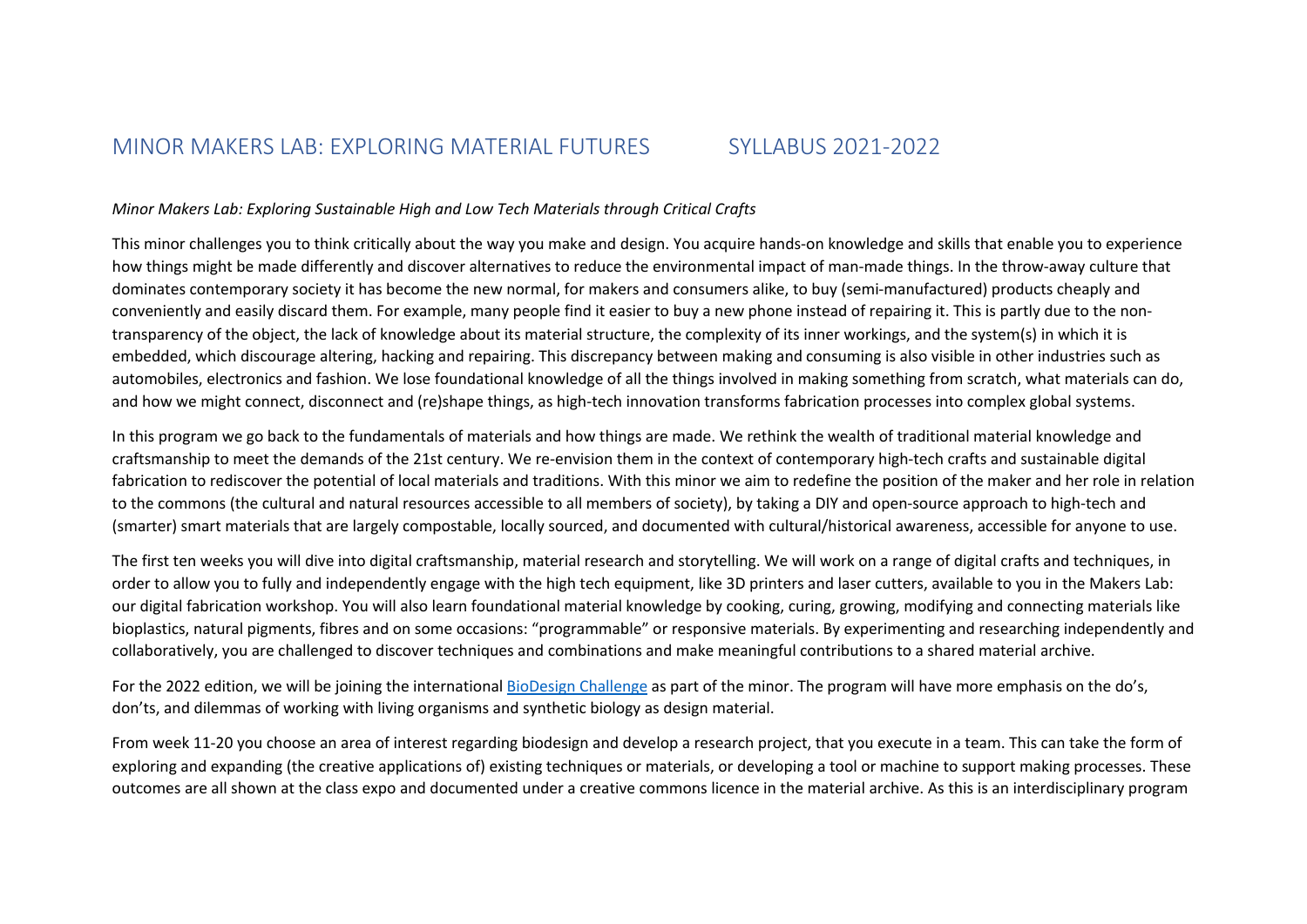# MINOR MAKERS LAB: EXPLORING MATERIAL FUTURES SYLLABUS 2021-2022

*Minor Makers Lab: Exploring Sustainable High and Low Tech Materials through Critical Crafts*

This minor challenges you to think critically about the way you make and design. You acquire hands-on knowledge and skills that enable you to experience how things might be made differently and discover alternatives to reduce the environmental impact of man-made things. In the throw-away culture that dominates contemporary society it has become the new normal, for makers and consumers alike, to buy (semi-manufactured) products cheaply and conveniently and easily discard them. For example, many people find it easier to buy a new phone instead of repairing it. This is partly due to the non-transparency of the object, the lack of knowledge about its material structure, the complexity of its inner workings, and the system(s) in which it is embedded, which discourage altering, hacking and repairing. This discrepancy between making and consuming is also visible in other industries such as automobiles, electronics and fashion. We lose foundational knowledge of all the things involved in making something from scratch, what materials can do, and how we might connect, disconnect and (re)shape things, as high-tech innovation transforms fabrication processes into complex global systems.

In this program we go back to the fundamentals of materials and how things are made. We rethink the wealth of traditional material knowledge and craftsmanship to meet the demands of the 21st century. We re-envision them in the context of contemporary high-tech crafts and sustainable digital fabrication to rediscover the potential of local materials and traditions. With this minor we aim to redefine the position of the maker and her role in relation to the commons (the cultural and natural resources accessible to all members of society), by taking a DIY and open-source approach to high-tech and (smarter) smart materials that are largely compostable, locally sourced, and documented with cultural/historical awareness, accessible for anyone to use.

The first ten weeks you will dive into digital craftsmanship, material research and storytelling. We will work on a range of digital crafts and techniques, in order to allow you to fully and independently engage with the high tech equipment, like 3D printers and laser cutters, available to you in the Makers Lab: our digital fabrication workshop. You will also learn foundational material knowledge by cooking, curing, growing, modifying and connecting materials like bioplastics, natural pigments, fibres and on some occasions: "programmable" or responsive materials. By experimenting and researching independently and collaboratively, you are challenged to discover techniques and combinations and make meaningful contributions to a shared material archive.

For the 2022 edition, we will be joining the international [BioDesign Challenge] as part of the minor. The program will have more emphasis on the do's, don'ts, and dilemmas of working with living organisms and synthetic biology as design material.

From week 11-20 you choose an area of interest regarding biodesign and develop a research project, that you execute in a team. This can take the form of exploring and expanding (the creative applications of) existing techniques or materials, or developing a tool or machine to support making processes. These outcomes are all shown at the class expo and documented under a creative commons licence in the material archive. As this is an interdisciplinary program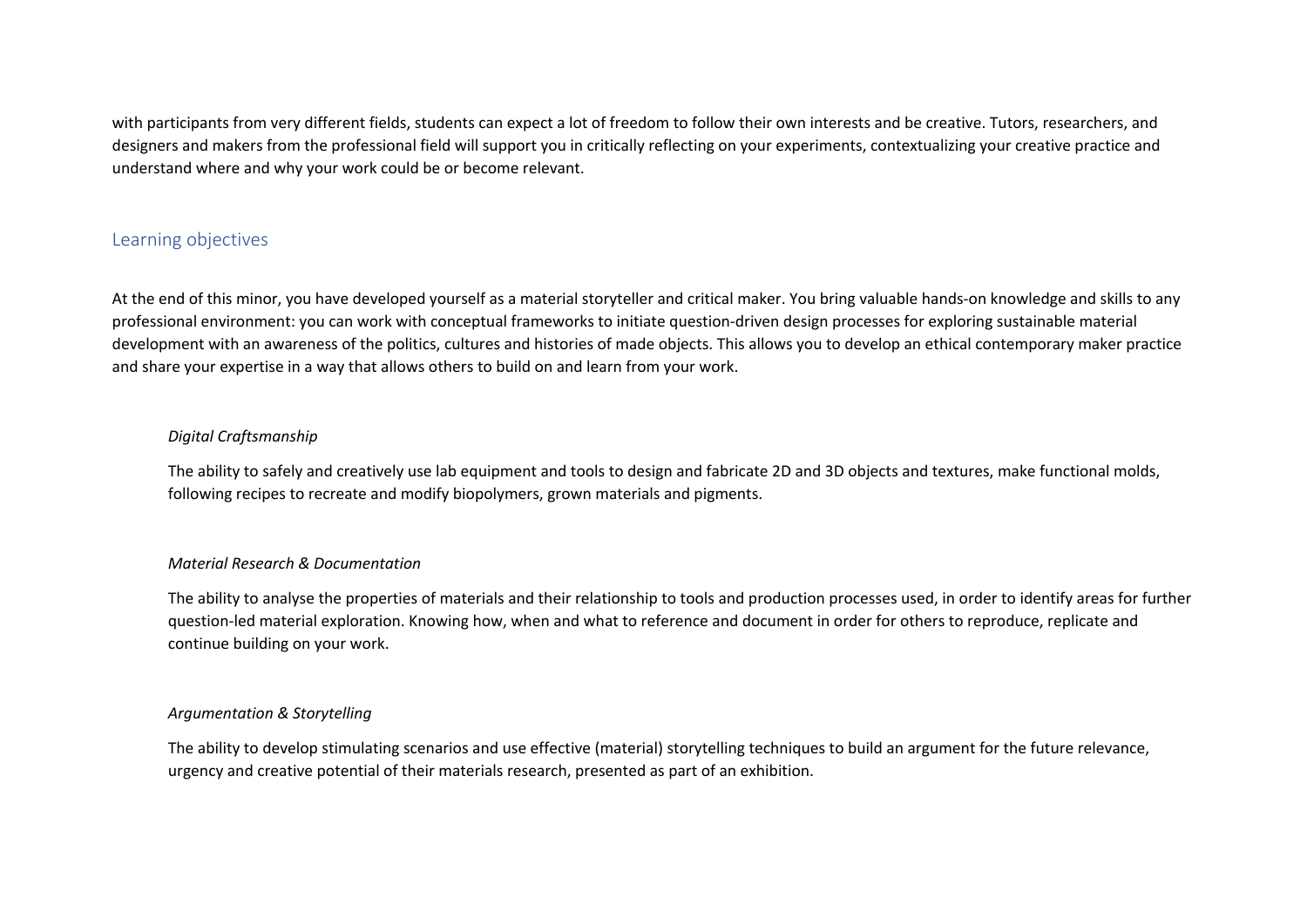with participants from very different fields, students can expect a lot of freedom to follow their own interests and be creative. Tutors, researchers, and designers and makers from the professional field will support you in critically reflecting on your experiments, contextualizing your creative practice and understand where and why your work could be or become relevant.

## Learning objectives

At the end of this minor, you have developed yourself as a material storyteller and critical maker. You bring valuable hands-on knowledge and skills to any professional environment: you can work with conceptual frameworks to initiate question-driven design processes for exploring sustainable material development with an awareness of the politics, cultures and histories of made objects. This allows you to develop an ethical contemporary maker practice and share your expertise in a way that allows others to build on and learn from your work.

*Digital Craftsmanship*

The ability to safely and creatively use lab equipment and tools to design and fabricate 2D and 3D objects and textures, make functional molds, following recipes to recreate and modify biopolymers, grown materials and pigments.

*Material Research & Documentation*

The ability to analyse the properties of materials and their relationship to tools and production processes used, in order to identify areas for further question-led material exploration. Knowing how, when and what to reference and document in order for others to reproduce, replicate and continue building on your work.

*Argumentation & Storytelling*

The ability to develop stimulating scenarios and use effective (material) storytelling techniques to build an argument for the future relevance, urgency and creative potential of their materials research, presented as part of an exhibition.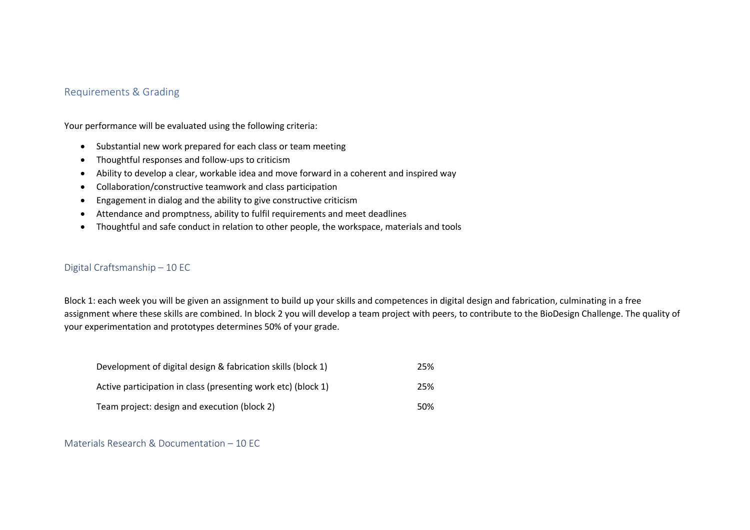## Requirements & Grading

Your performance will be evaluated using the following criteria:

- Substantial new work prepared for each class or team meeting
- Thoughtful responses and follow-ups to criticism
- Ability to develop a clear, workable idea and move forward in a coherent and inspired way
- Collaboration/constructive teamwork and class participation
- Engagement in dialog and the ability to give constructive criticism
- Attendance and promptness, ability to fulfil requirements and meet deadlines
- Thoughtful and safe conduct in relation to other people, the workspace, materials and tools

## Digital Craftsmanship – 10 EC

Block 1: each week you will be given an assignment to build up your skills and competences in digital design and fabrication, culminating in a free assignment where these skills are combined. In block 2 you will develop a team project with peers, to contribute to the BioDesign Challenge. The quality of your experimentation and prototypes determines 50% of your grade.

| | |
|---|---|
| Development of digital design & fabrication skills (block 1) | 25% |
| Active participation in class (presenting work etc) (block 1) | 25% |
| Team project: design and execution (block 2) | 50% |

## Materials Research & Documentation – 10 EC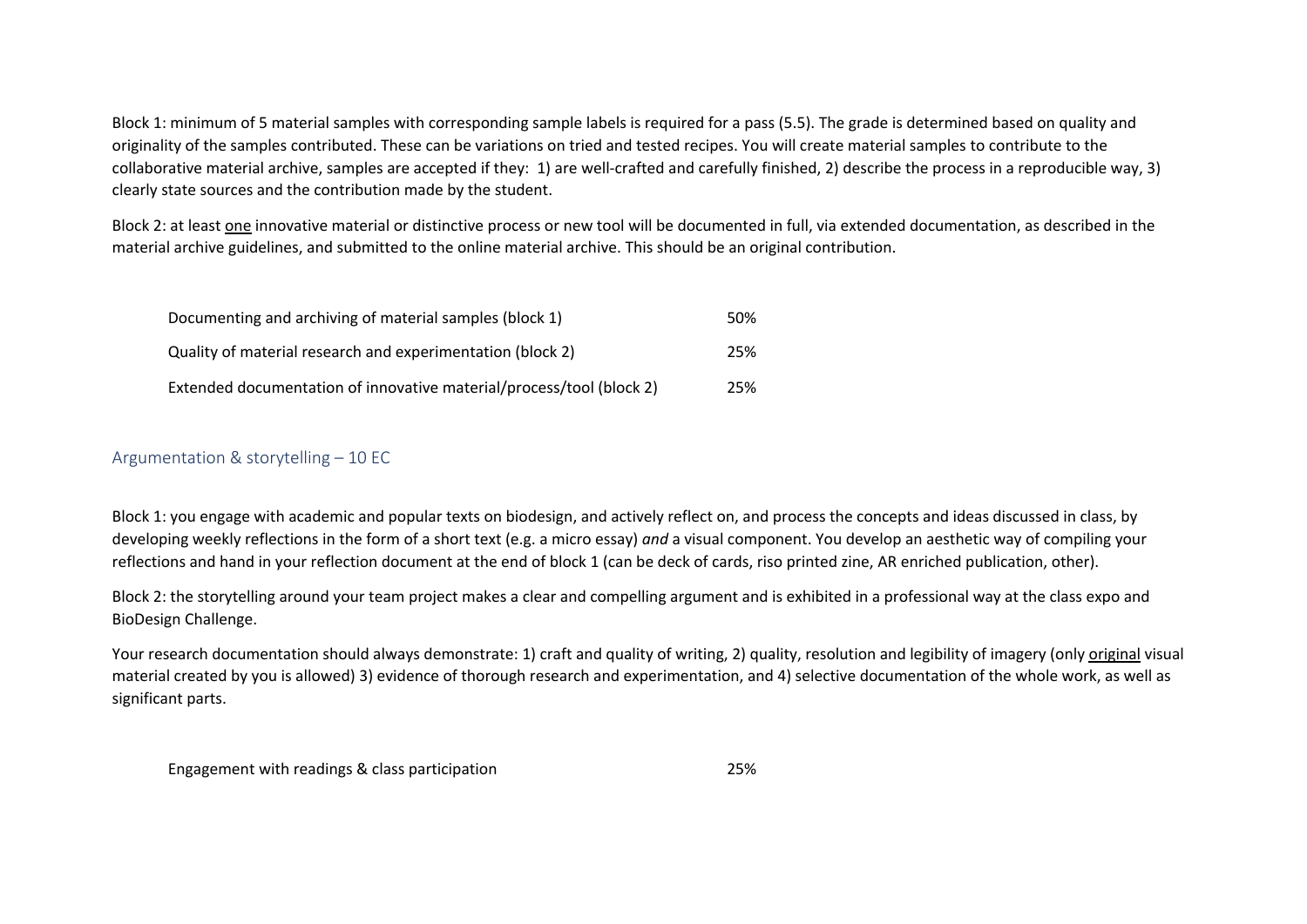Block 1: minimum of 5 material samples with corresponding sample labels is required for a pass (5.5). The grade is determined based on quality and originality of the samples contributed. These can be variations on tried and tested recipes. You will create material samples to contribute to the collaborative material archive, samples are accepted if they: 1) are well-crafted and carefully finished, 2) describe the process in a reproducible way, 3) clearly state sources and the contribution made by the student.

Block 2: at least <u>one</u> innovative material or distinctive process or new tool will be documented in full, via extended documentation, as described in the material archive guidelines, and submitted to the online material archive. This should be an original contribution.

| | |
|---|---|
| Documenting and archiving of material samples (block 1) | 50% |
| Quality of material research and experimentation (block 2) | 25% |
| Extended documentation of innovative material/process/tool (block 2) | 25% |

## Argumentation & storytelling – 10 EC

Block 1: you engage with academic and popular texts on biodesign, and actively reflect on, and process the concepts and ideas discussed in class, by developing weekly reflections in the form of a short text (e.g. a micro essay) *and* a visual component. You develop an aesthetic way of compiling your reflections and hand in your reflection document at the end of block 1 (can be deck of cards, riso printed zine, AR enriched publication, other).

Block 2: the storytelling around your team project makes a clear and compelling argument and is exhibited in a professional way at the class expo and BioDesign Challenge.

Your research documentation should always demonstrate: 1) craft and quality of writing, 2) quality, resolution and legibility of imagery (only <u>original</u> visual material created by you is allowed) 3) evidence of thorough research and experimentation, and 4) selective documentation of the whole work, as well as significant parts.

| | |
|---|---|
| Engagement with readings & class participation | 25% |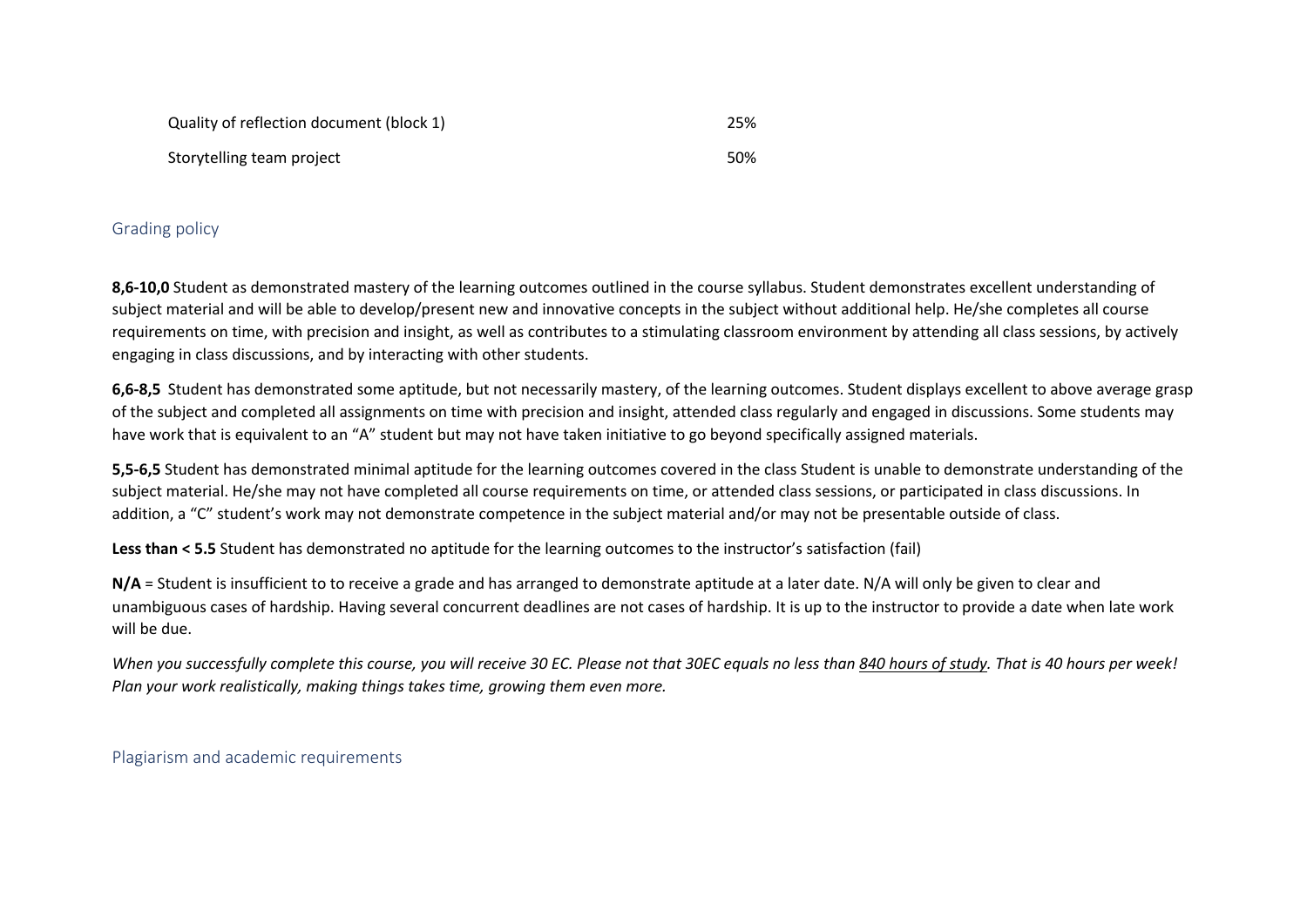| | |
|---|---|
| Quality of reflection document (block 1) | 25% |
| Storytelling team project | 50% |

## Grading policy

**8,6-10,0** Student as demonstrated mastery of the learning outcomes outlined in the course syllabus. Student demonstrates excellent understanding of subject material and will be able to develop/present new and innovative concepts in the subject without additional help. He/she completes all course requirements on time, with precision and insight, as well as contributes to a stimulating classroom environment by attending all class sessions, by actively engaging in class discussions, and by interacting with other students.

**6,6-8,5** Student has demonstrated some aptitude, but not necessarily mastery, of the learning outcomes. Student displays excellent to above average grasp of the subject and completed all assignments on time with precision and insight, attended class regularly and engaged in discussions. Some students may have work that is equivalent to an "A" student but may not have taken initiative to go beyond specifically assigned materials.

**5,5-6,5** Student has demonstrated minimal aptitude for the learning outcomes covered in the class Student is unable to demonstrate understanding of the subject material. He/she may not have completed all course requirements on time, or attended class sessions, or participated in class discussions. In addition, a "C" student's work may not demonstrate competence in the subject material and/or may not be presentable outside of class.

**Less than < 5.5** Student has demonstrated no aptitude for the learning outcomes to the instructor's satisfaction (fail)

**N/A** = Student is insufficient to to receive a grade and has arranged to demonstrate aptitude at a later date. N/A will only be given to clear and unambiguous cases of hardship. Having several concurrent deadlines are not cases of hardship. It is up to the instructor to provide a date when late work will be due.

*When you successfully complete this course, you will receive 30 EC. Please not that 30EC equals no less than <u>840 hours of study</u>. That is 40 hours per week! Plan your work realistically, making things takes time, growing them even more.*

## Plagiarism and academic requirements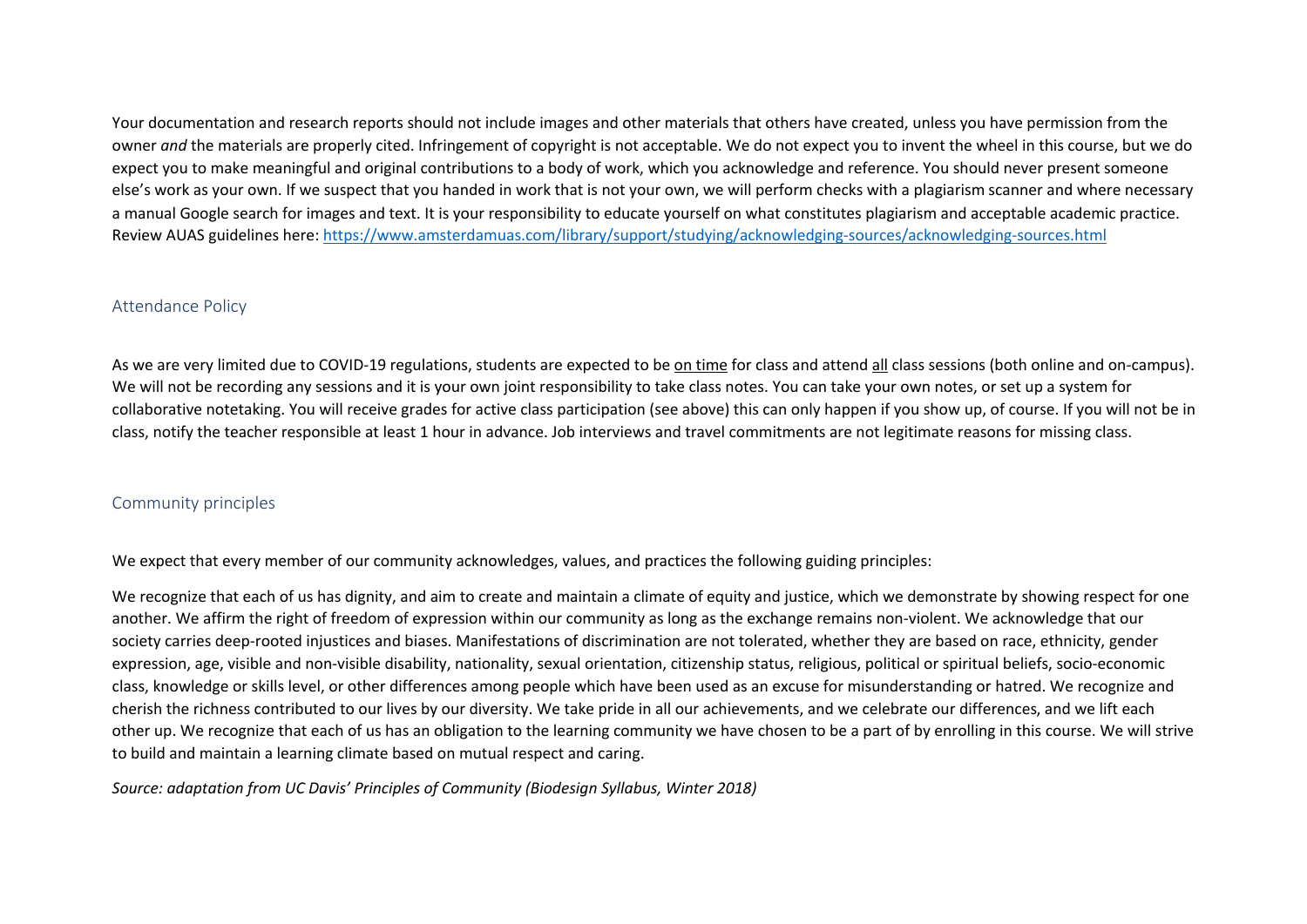Your documentation and research reports should not include images and other materials that others have created, unless you have permission from the owner *and* the materials are properly cited. Infringement of copyright is not acceptable. We do not expect you to invent the wheel in this course, but we do expect you to make meaningful and original contributions to a body of work, which you acknowledge and reference. You should never present someone else's work as your own. If we suspect that you handed in work that is not your own, we will perform checks with a plagiarism scanner and where necessary a manual Google search for images and text. It is your responsibility to educate yourself on what constitutes plagiarism and acceptable academic practice. Review AUAS guidelines here: https://www.amsterdamuas.com/library/support/studying/acknowledging-sources/acknowledging-sources.html

## Attendance Policy

As we are very limited due to COVID-19 regulations, students are expected to be <u>on time</u> for class and attend <u>all</u> class sessions (both online and on-campus). We will not be recording any sessions and it is your own joint responsibility to take class notes. You can take your own notes, or set up a system for collaborative notetaking. You will receive grades for active class participation (see above) this can only happen if you show up, of course. If you will not be in class, notify the teacher responsible at least 1 hour in advance. Job interviews and travel commitments are not legitimate reasons for missing class.

## Community principles

We expect that every member of our community acknowledges, values, and practices the following guiding principles:

We recognize that each of us has dignity, and aim to create and maintain a climate of equity and justice, which we demonstrate by showing respect for one another. We affirm the right of freedom of expression within our community as long as the exchange remains non-violent. We acknowledge that our society carries deep-rooted injustices and biases. Manifestations of discrimination are not tolerated, whether they are based on race, ethnicity, gender expression, age, visible and non-visible disability, nationality, sexual orientation, citizenship status, religious, political or spiritual beliefs, socio-economic class, knowledge or skills level, or other differences among people which have been used as an excuse for misunderstanding or hatred. We recognize and cherish the richness contributed to our lives by our diversity. We take pride in all our achievements, and we celebrate our differences, and we lift each other up. We recognize that each of us has an obligation to the learning community we have chosen to be a part of by enrolling in this course. We will strive to build and maintain a learning climate based on mutual respect and caring.

*Source: adaptation from UC Davis' Principles of Community (Biodesign Syllabus, Winter 2018)*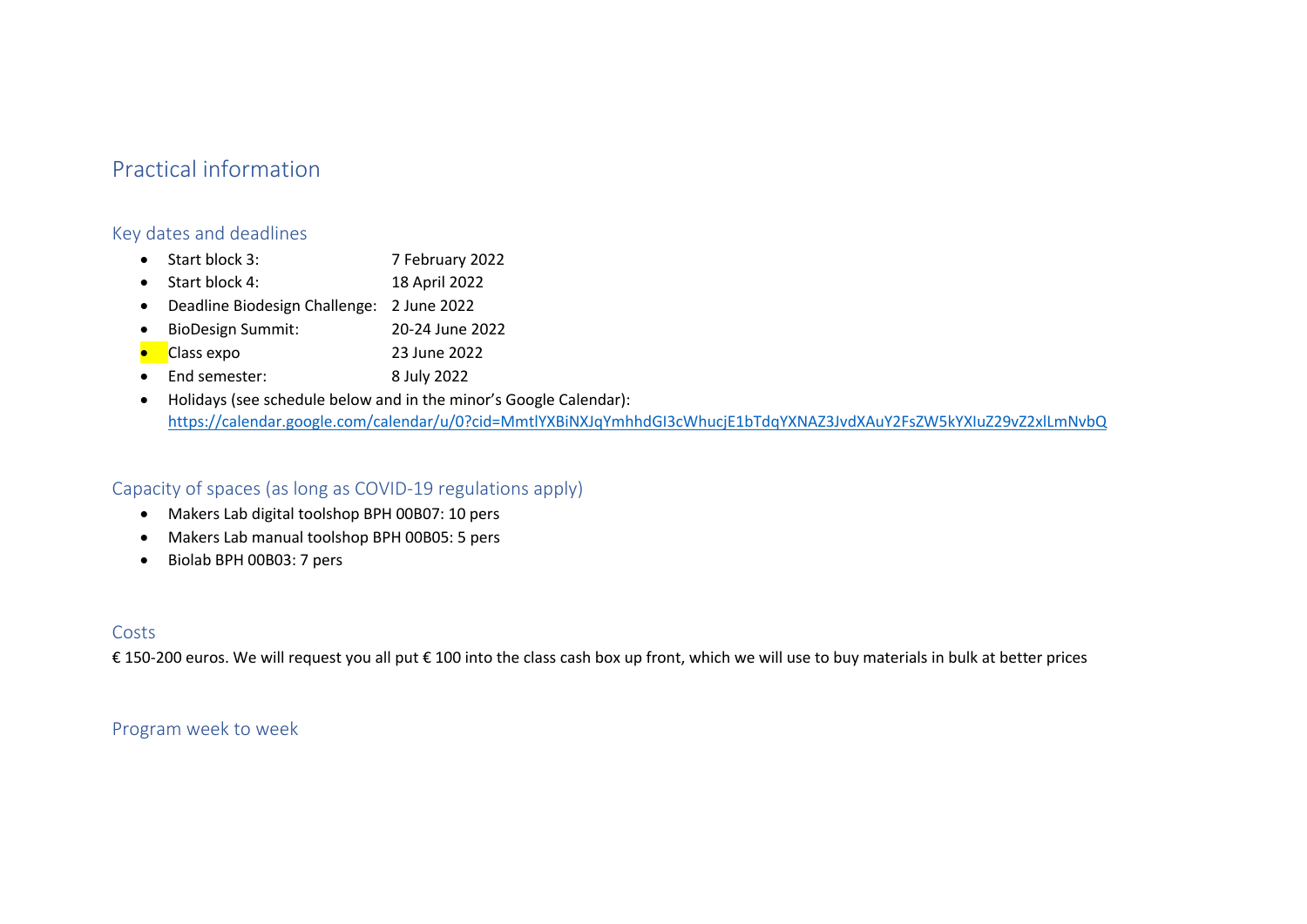# Practical information

## Key dates and deadlines

- Start block 3: 7 February 2022
- Start block 4: 18 April 2022
- Deadline Biodesign Challenge: 2 June 2022
- BioDesign Summit: 20-24 June 2022
- Class expo 23 June 2022
- End semester: 8 July 2022
- Holidays (see schedule below and in the minor's Google Calendar): https://calendar.google.com/calendar/u/0?cid=MmtlYXBiNXJqYmhhdGI3cWhucjE1bTdqYXNAZ3JvdXAuY2FsZW5kYXIuZ29vZ2xlLmNvbQ

## Capacity of spaces (as long as COVID-19 regulations apply)

- Makers Lab digital toolshop BPH 00B07: 10 pers
- Makers Lab manual toolshop BPH 00B05: 5 pers
- Biolab BPH 00B03: 7 pers

## Costs

€ 150-200 euros. We will request you all put € 100 into the class cash box up front, which we will use to buy materials in bulk at better prices

## Program week to week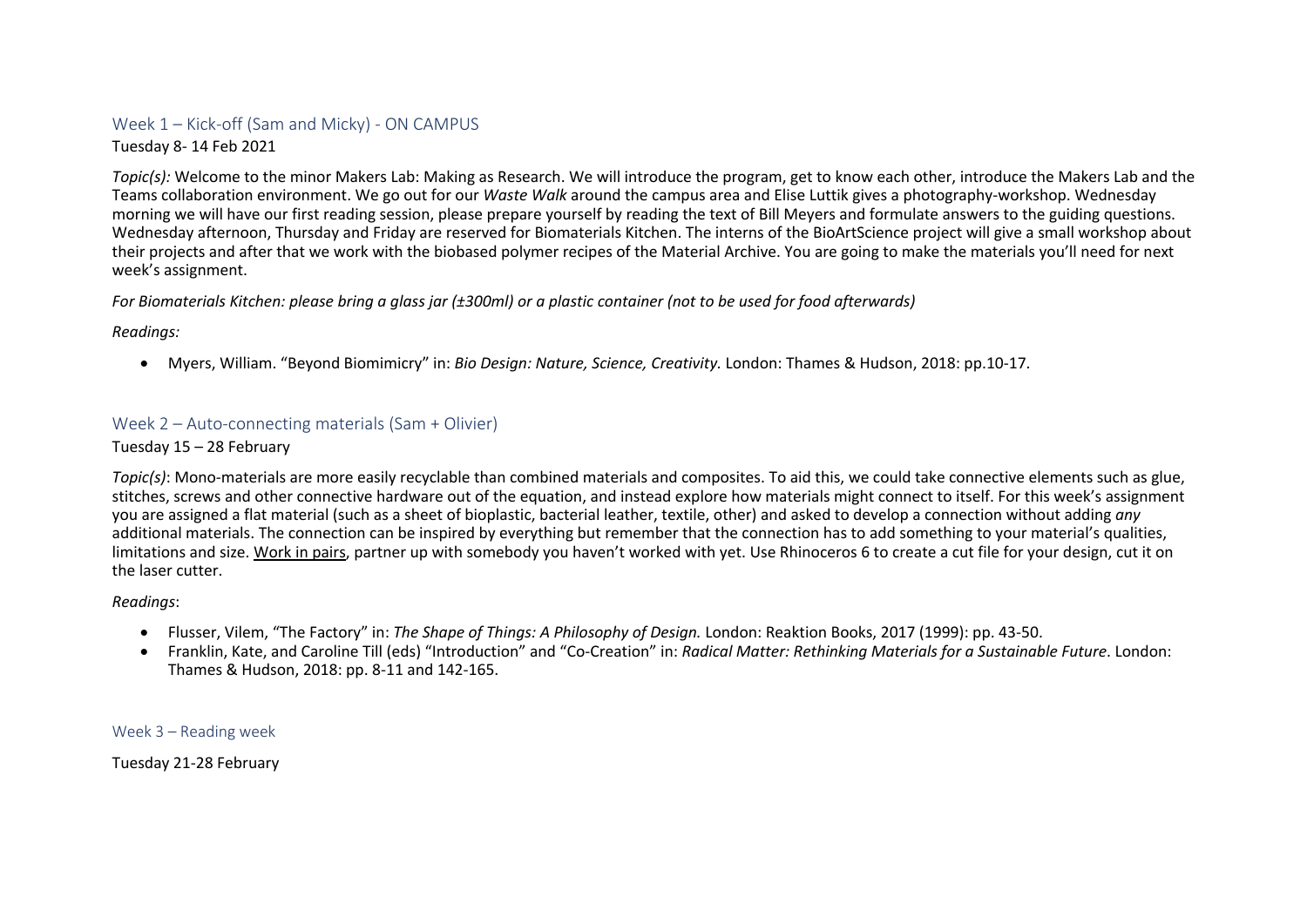## Week 1 – Kick-off (Sam and Micky) - ON CAMPUS

Tuesday 8- 14 Feb 2021

*Topic(s):* Welcome to the minor Makers Lab: Making as Research. We will introduce the program, get to know each other, introduce the Makers Lab and the Teams collaboration environment. We go out for our *Waste Walk* around the campus area and Elise Luttik gives a photography-workshop. Wednesday morning we will have our first reading session, please prepare yourself by reading the text of Bill Meyers and formulate answers to the guiding questions. Wednesday afternoon, Thursday and Friday are reserved for Biomaterials Kitchen. The interns of the BioArtScience project will give a small workshop about their projects and after that we work with the biobased polymer recipes of the Material Archive. You are going to make the materials you'll need for next week's assignment.

*For Biomaterials Kitchen: please bring a glass jar (±300ml) or a plastic container (not to be used for food afterwards)*

*Readings:*

- Myers, William. "Beyond Biomimicry" in: *Bio Design: Nature, Science, Creativity.* London: Thames & Hudson, 2018: pp.10-17.

## Week 2 – Auto-connecting materials (Sam + Olivier)

Tuesday 15 – 28 February

*Topic(s)*: Mono-materials are more easily recyclable than combined materials and composites. To aid this, we could take connective elements such as glue, stitches, screws and other connective hardware out of the equation, and instead explore how materials might connect to itself. For this week's assignment you are assigned a flat material (such as a sheet of bioplastic, bacterial leather, textile, other) and asked to develop a connection without adding *any* additional materials. The connection can be inspired by everything but remember that the connection has to add something to your material's qualities, limitations and size. Work in pairs, partner up with somebody you haven't worked with yet. Use Rhinoceros 6 to create a cut file for your design, cut it on the laser cutter.

*Readings*:

- Flusser, Vilem, "The Factory" in: *The Shape of Things: A Philosophy of Design.* London: Reaktion Books, 2017 (1999): pp. 43-50.
- Franklin, Kate, and Caroline Till (eds) "Introduction" and "Co-Creation" in: *Radical Matter: Rethinking Materials for a Sustainable Future*. London: Thames & Hudson, 2018: pp. 8-11 and 142-165.

## Week 3 – Reading week

Tuesday 21-28 February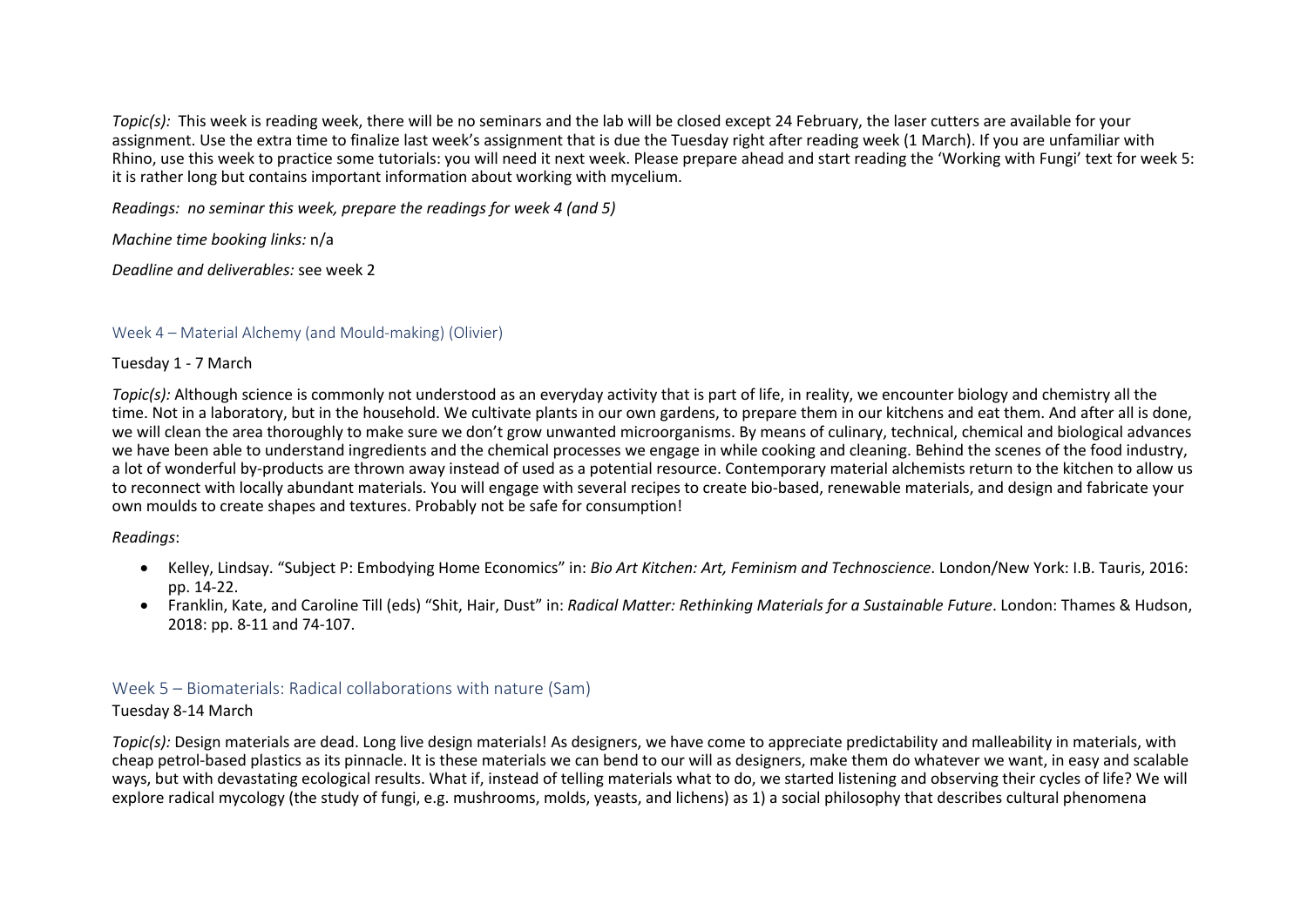*Topic(s):* This week is reading week, there will be no seminars and the lab will be closed except 24 February, the laser cutters are available for your assignment. Use the extra time to finalize last week's assignment that is due the Tuesday right after reading week (1 March). If you are unfamiliar with Rhino, use this week to practice some tutorials: you will need it next week. Please prepare ahead and start reading the 'Working with Fungi' text for week 5: it is rather long but contains important information about working with mycelium.

*Readings: no seminar this week, prepare the readings for week 4 (and 5)*

*Machine time booking links:* n/a

*Deadline and deliverables:* see week 2

## Week 4 – Material Alchemy (and Mould-making) (Olivier)

Tuesday 1 - 7 March

*Topic(s):* Although science is commonly not understood as an everyday activity that is part of life, in reality, we encounter biology and chemistry all the time. Not in a laboratory, but in the household. We cultivate plants in our own gardens, to prepare them in our kitchens and eat them. And after all is done, we will clean the area thoroughly to make sure we don't grow unwanted microorganisms. By means of culinary, technical, chemical and biological advances we have been able to understand ingredients and the chemical processes we engage in while cooking and cleaning. Behind the scenes of the food industry, a lot of wonderful by-products are thrown away instead of used as a potential resource. Contemporary material alchemists return to the kitchen to allow us to reconnect with locally abundant materials. You will engage with several recipes to create bio-based, renewable materials, and design and fabricate your own moulds to create shapes and textures. Probably not be safe for consumption!

*Readings*:

- Kelley, Lindsay. "Subject P: Embodying Home Economics" in: *Bio Art Kitchen: Art, Feminism and Technoscience*. London/New York: I.B. Tauris, 2016: pp. 14-22.
- Franklin, Kate, and Caroline Till (eds) "Shit, Hair, Dust" in: *Radical Matter: Rethinking Materials for a Sustainable Future*. London: Thames & Hudson, 2018: pp. 8-11 and 74-107.

## Week 5 – Biomaterials: Radical collaborations with nature (Sam)

Tuesday 8-14 March

*Topic(s):* Design materials are dead. Long live design materials! As designers, we have come to appreciate predictability and malleability in materials, with cheap petrol-based plastics as its pinnacle. It is these materials we can bend to our will as designers, make them do whatever we want, in easy and scalable ways, but with devastating ecological results. What if, instead of telling materials what to do, we started listening and observing their cycles of life? We will explore radical mycology (the study of fungi, e.g. mushrooms, molds, yeasts, and lichens) as 1) a social philosophy that describes cultural phenomena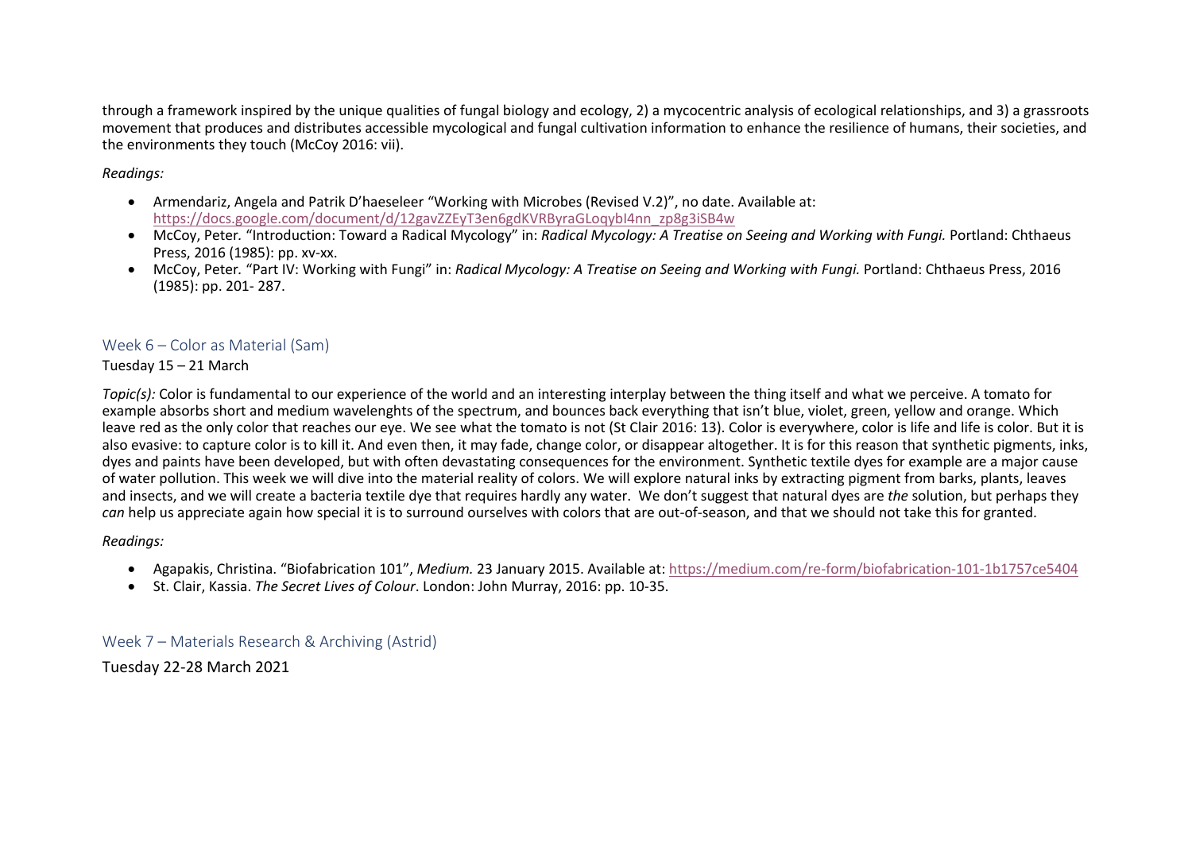through a framework inspired by the unique qualities of fungal biology and ecology, 2) a mycocentric analysis of ecological relationships, and 3) a grassroots movement that produces and distributes accessible mycological and fungal cultivation information to enhance the resilience of humans, their societies, and the environments they touch (McCoy 2016: vii).

*Readings:*

- Armendariz, Angela and Patrik D'haeseleer "Working with Microbes (Revised V.2)", no date. Available at: https://docs.google.com/document/d/12gavZZEyT3en6gdKVRByraGLoqybI4nn_zp8g3iSB4w
- McCoy, Peter. "Introduction: Toward a Radical Mycology" in: *Radical Mycology: A Treatise on Seeing and Working with Fungi.* Portland: Chthaeus Press, 2016 (1985): pp. xv-xx.
- McCoy, Peter. "Part IV: Working with Fungi" in: *Radical Mycology: A Treatise on Seeing and Working with Fungi.* Portland: Chthaeus Press, 2016 (1985): pp. 201- 287.

## Week 6 – Color as Material (Sam)

Tuesday 15 – 21 March

*Topic(s):* Color is fundamental to our experience of the world and an interesting interplay between the thing itself and what we perceive. A tomato for example absorbs short and medium wavelenghts of the spectrum, and bounces back everything that isn't blue, violet, green, yellow and orange. Which leave red as the only color that reaches our eye. We see what the tomato is not (St Clair 2016: 13). Color is everywhere, color is life and life is color. But it is also evasive: to capture color is to kill it. And even then, it may fade, change color, or disappear altogether. It is for this reason that synthetic pigments, inks, dyes and paints have been developed, but with often devastating consequences for the environment. Synthetic textile dyes for example are a major cause of water pollution. This week we will dive into the material reality of colors. We will explore natural inks by extracting pigment from barks, plants, leaves and insects, and we will create a bacteria textile dye that requires hardly any water. We don't suggest that natural dyes are *the* solution, but perhaps they *can* help us appreciate again how special it is to surround ourselves with colors that are out-of-season, and that we should not take this for granted.

*Readings:*

- Agapakis, Christina. "Biofabrication 101", *Medium.* 23 January 2015. Available at: https://medium.com/re-form/biofabrication-101-1b1757ce5404
- St. Clair, Kassia. *The Secret Lives of Colour*. London: John Murray, 2016: pp. 10-35.

## Week 7 – Materials Research & Archiving (Astrid)

Tuesday 22-28 March 2021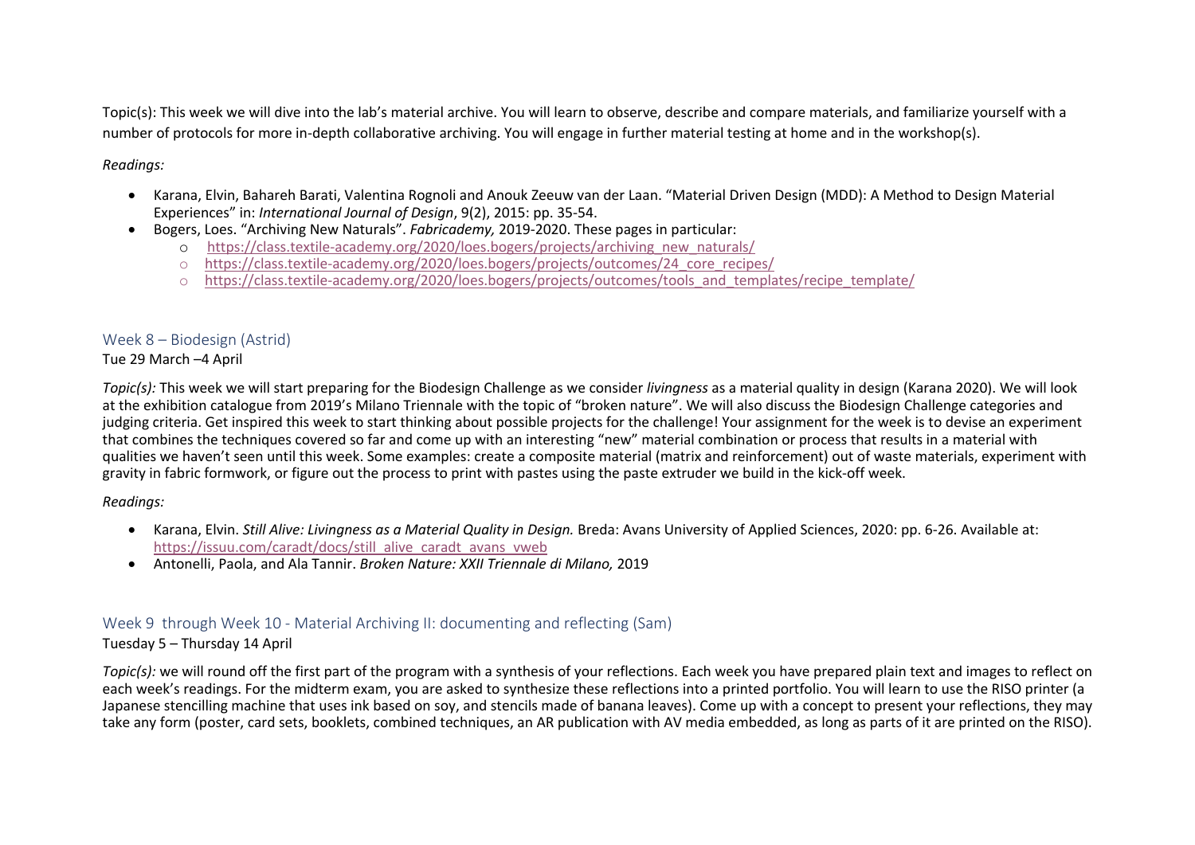Topic(s): This week we will dive into the lab's material archive. You will learn to observe, describe and compare materials, and familiarize yourself with a number of protocols for more in-depth collaborative archiving. You will engage in further material testing at home and in the workshop(s).

*Readings:*

- Karana, Elvin, Bahareh Barati, Valentina Rognoli and Anouk Zeeuw van der Laan. "Material Driven Design (MDD): A Method to Design Material Experiences" in: *International Journal of Design*, 9(2), 2015: pp. 35-54.
- Bogers, Loes. "Archiving New Naturals". *Fabricademy,* 2019-2020. These pages in particular:
  - https://class.textile-academy.org/2020/loes.bogers/projects/archiving_new_naturals/
  - https://class.textile-academy.org/2020/loes.bogers/projects/outcomes/24_core_recipes/
  - https://class.textile-academy.org/2020/loes.bogers/projects/outcomes/tools_and_templates/recipe_template/

## Week 8 – Biodesign (Astrid)

Tue 29 March –4 April

*Topic(s):* This week we will start preparing for the Biodesign Challenge as we consider *livingness* as a material quality in design (Karana 2020). We will look at the exhibition catalogue from 2019's Milano Triennale with the topic of "broken nature". We will also discuss the Biodesign Challenge categories and judging criteria. Get inspired this week to start thinking about possible projects for the challenge! Your assignment for the week is to devise an experiment that combines the techniques covered so far and come up with an interesting "new" material combination or process that results in a material with qualities we haven't seen until this week. Some examples: create a composite material (matrix and reinforcement) out of waste materials, experiment with gravity in fabric formwork, or figure out the process to print with pastes using the paste extruder we build in the kick-off week.

*Readings:*

- Karana, Elvin. *Still Alive: Livingness as a Material Quality in Design.* Breda: Avans University of Applied Sciences, 2020: pp. 6-26. Available at: https://issuu.com/caradt/docs/still_alive_caradt_avans_vweb
- Antonelli, Paola, and Ala Tannir. *Broken Nature: XXII Triennale di Milano,* 2019

## Week 9 through Week 10 - Material Archiving II: documenting and reflecting (Sam)

Tuesday 5 – Thursday 14 April

*Topic(s):* we will round off the first part of the program with a synthesis of your reflections. Each week you have prepared plain text and images to reflect on each week's readings. For the midterm exam, you are asked to synthesize these reflections into a printed portfolio. You will learn to use the RISO printer (a Japanese stencilling machine that uses ink based on soy, and stencils made of banana leaves). Come up with a concept to present your reflections, they may take any form (poster, card sets, booklets, combined techniques, an AR publication with AV media embedded, as long as parts of it are printed on the RISO).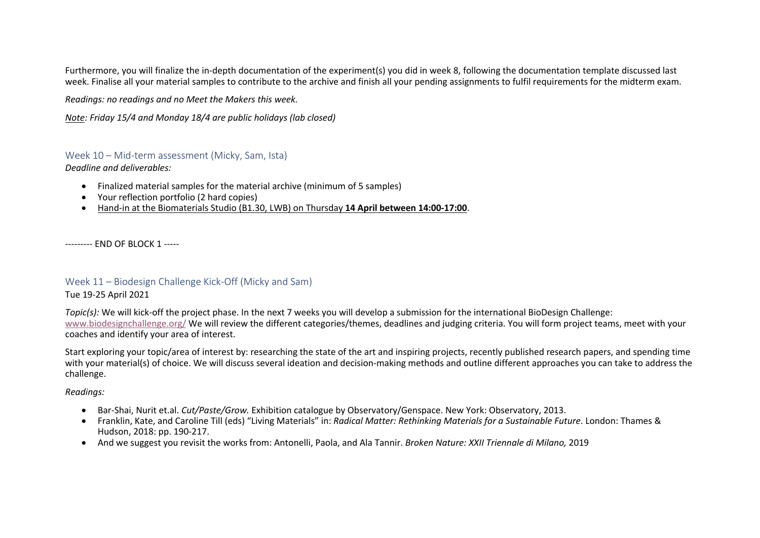Furthermore, you will finalize the in-depth documentation of the experiment(s) you did in week 8, following the documentation template discussed last week. Finalise all your material samples to contribute to the archive and finish all your pending assignments to fulfil requirements for the midterm exam.

*Readings: no readings and no Meet the Makers this week.*

*Note: Friday 15/4 and Monday 18/4 are public holidays (lab closed)*

## Week 10 – Mid-term assessment (Micky, Sam, Ista)

*Deadline and deliverables:*

- Finalized material samples for the material archive (minimum of 5 samples)
- Your reflection portfolio (2 hard copies)
- Hand-in at the Biomaterials Studio (B1.30, LWB) on Thursday **14 April between 14:00-17:00**.

--------- END OF BLOCK 1 -----

## Week 11 – Biodesign Challenge Kick-Off (Micky and Sam)

Tue 19-25 April 2021

*Topic(s):* We will kick-off the project phase. In the next 7 weeks you will develop a submission for the international BioDesign Challenge: www.biodesignchallenge.org/ We will review the different categories/themes, deadlines and judging criteria. You will form project teams, meet with your coaches and identify your area of interest.

Start exploring your topic/area of interest by: researching the state of the art and inspiring projects, recently published research papers, and spending time with your material(s) of choice. We will discuss several ideation and decision-making methods and outline different approaches you can take to address the challenge.

*Readings:*

- Bar-Shai, Nurit et.al. *Cut/Paste/Grow.* Exhibition catalogue by Observatory/Genspace. New York: Observatory, 2013.
- Franklin, Kate, and Caroline Till (eds) "Living Materials" in: *Radical Matter: Rethinking Materials for a Sustainable Future*. London: Thames & Hudson, 2018: pp. 190-217.
- And we suggest you revisit the works from: Antonelli, Paola, and Ala Tannir. *Broken Nature: XXII Triennale di Milano,* 2019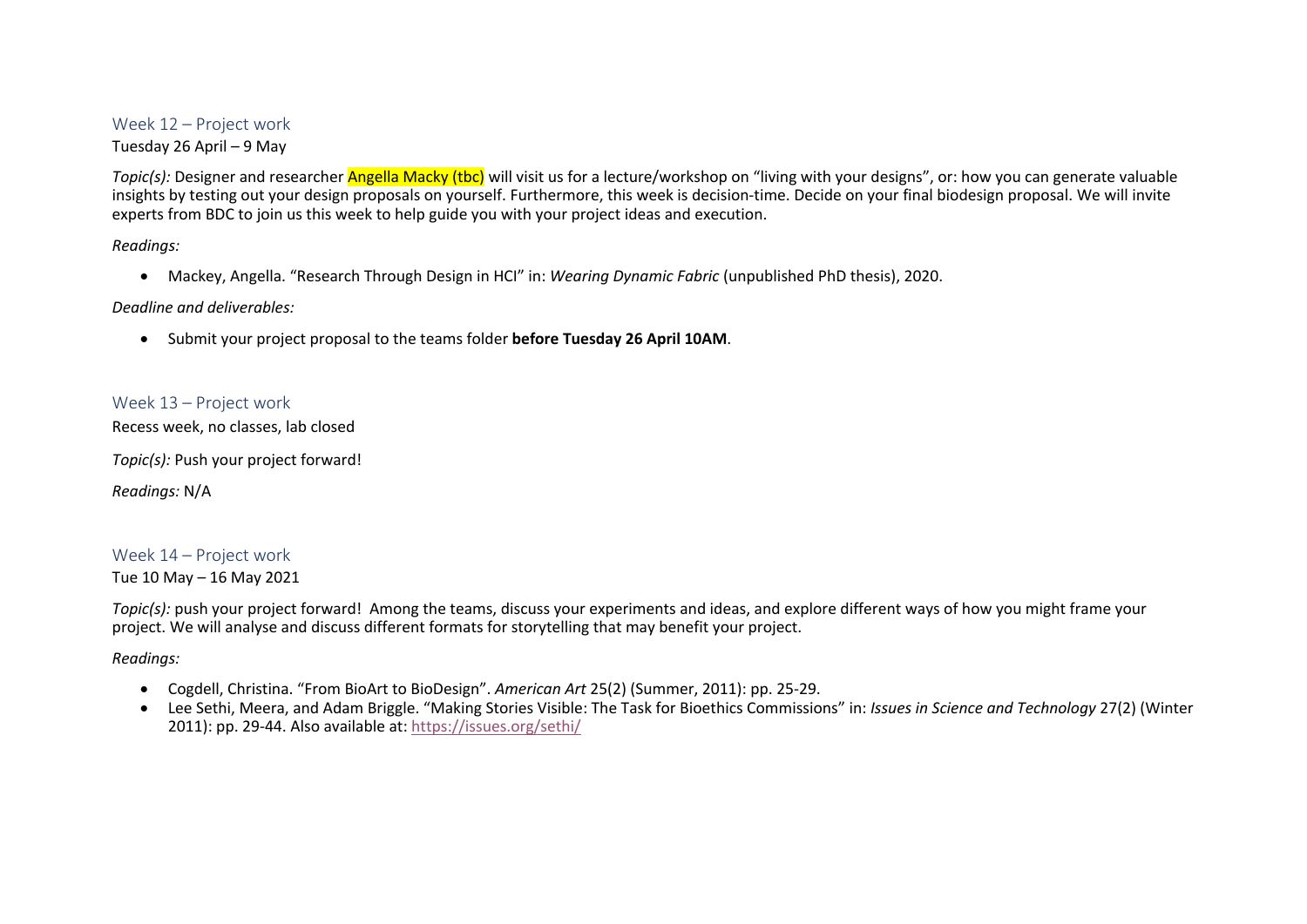## Week 12 – Project work

Tuesday 26 April – 9 May

*Topic(s):* Designer and researcher Angella Macky (tbc) will visit us for a lecture/workshop on "living with your designs", or: how you can generate valuable insights by testing out your design proposals on yourself. Furthermore, this week is decision-time. Decide on your final biodesign proposal. We will invite experts from BDC to join us this week to help guide you with your project ideas and execution.

*Readings:*

- Mackey, Angella. "Research Through Design in HCI" in: *Wearing Dynamic Fabric* (unpublished PhD thesis), 2020.

*Deadline and deliverables:*

- Submit your project proposal to the teams folder **before Tuesday 26 April 10AM**.

## Week 13 – Project work

Recess week, no classes, lab closed

*Topic(s):* Push your project forward!

*Readings:* N/A

## Week 14 – Project work

Tue 10 May – 16 May 2021

*Topic(s):* push your project forward! Among the teams, discuss your experiments and ideas, and explore different ways of how you might frame your project. We will analyse and discuss different formats for storytelling that may benefit your project.

*Readings:*

- Cogdell, Christina. "From BioArt to BioDesign". *American Art* 25(2) (Summer, 2011): pp. 25-29.
- Lee Sethi, Meera, and Adam Briggle. "Making Stories Visible: The Task for Bioethics Commissions" in: *Issues in Science and Technology* 27(2) (Winter 2011): pp. 29-44. Also available at: https://issues.org/sethi/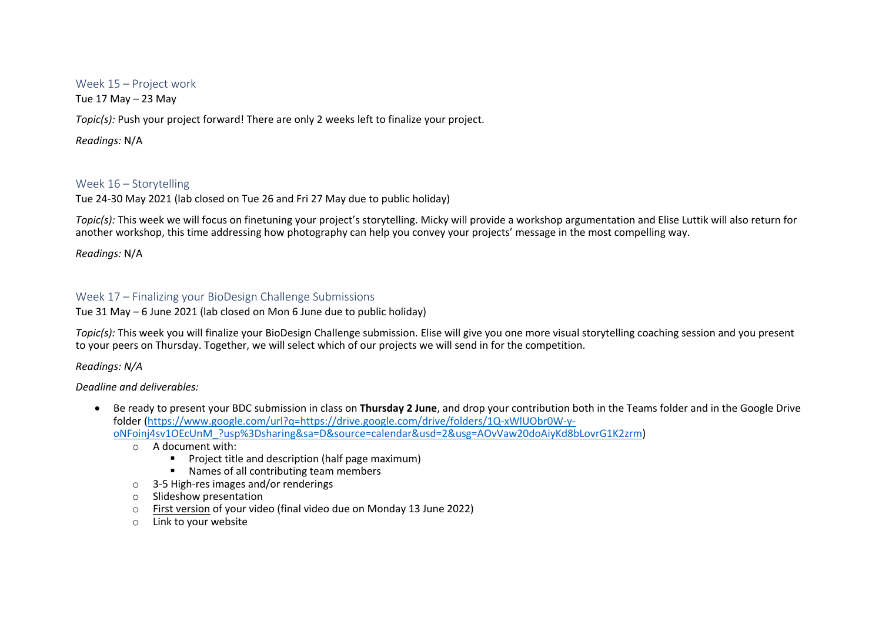## Week 15 – Project work

Tue 17 May – 23 May

*Topic(s):* Push your project forward! There are only 2 weeks left to finalize your project.

*Readings:* N/A

## Week 16 – Storytelling

Tue 24-30 May 2021 (lab closed on Tue 26 and Fri 27 May due to public holiday)

*Topic(s):* This week we will focus on finetuning your project's storytelling. Micky will provide a workshop argumentation and Elise Luttik will also return for another workshop, this time addressing how photography can help you convey your projects' message in the most compelling way.

*Readings:* N/A

## Week 17 – Finalizing your BioDesign Challenge Submissions

Tue 31 May – 6 June 2021 (lab closed on Mon 6 June due to public holiday)

*Topic(s):* This week you will finalize your BioDesign Challenge submission. Elise will give you one more visual storytelling coaching session and you present to your peers on Thursday. Together, we will select which of our projects we will send in for the competition.

*Readings: N/A*

*Deadline and deliverables:*

- Be ready to present your BDC submission in class on **Thursday 2 June**, and drop your contribution both in the Teams folder and in the Google Drive folder ([https://www.google.com/url?q=https://drive.google.com/drive/folders/1Q-xWlUObr0W-y-oNFoinj4sv1OEcUnM_?usp%3Dsharing&sa=D&source=calendar&usd=2&usg=AOvVaw20doAiyKd8bLovrG1K2zrm](https://www.google.com/url?q=https://drive.google.com/drive/folders/1Q-xWlUObr0W-y-oNFoinj4sv1OEcUnM_?usp%3Dsharing&sa=D&source=calendar&usd=2&usg=AOvVaw20doAiyKd8bLovrG1K2zrm))
    - A document with:
        - Project title and description (half page maximum)
        - Names of all contributing team members
    - 3-5 High-res images and/or renderings
    - Slideshow presentation
    - First version of your video (final video due on Monday 13 June 2022)
    - Link to your website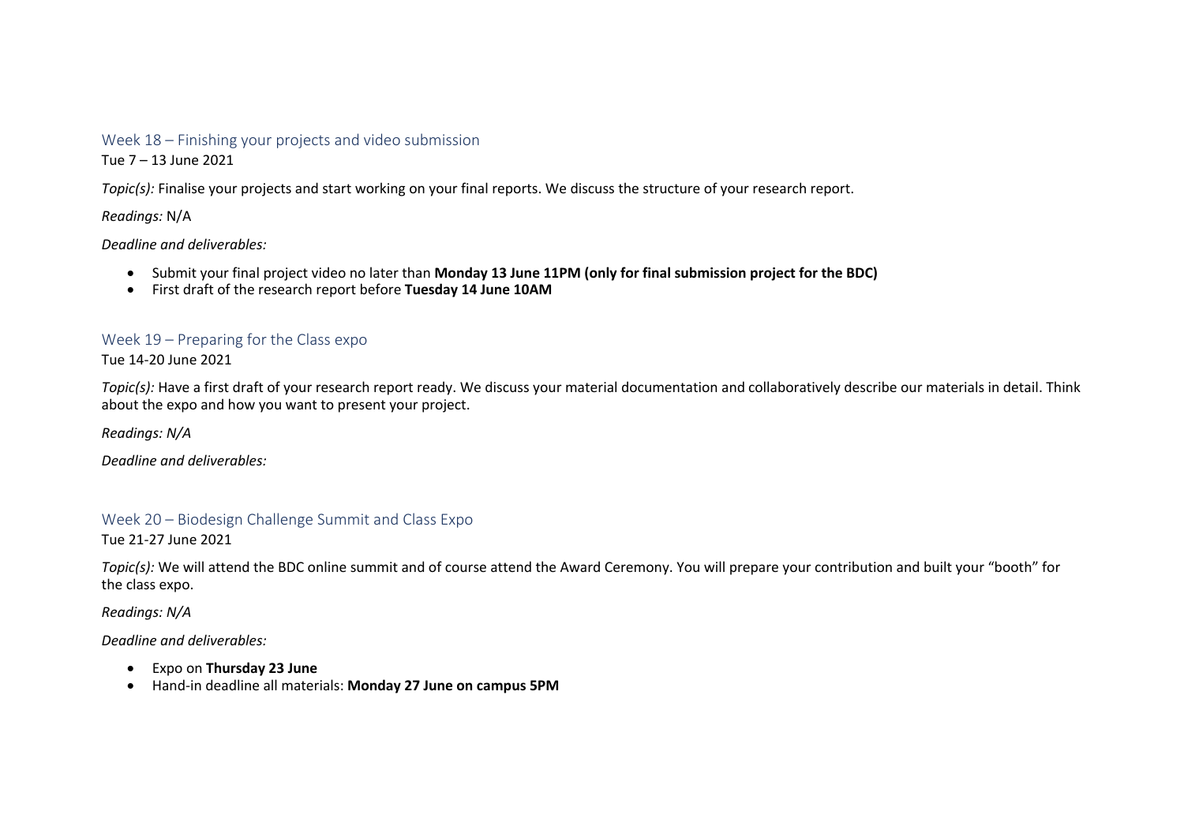## Week 18 – Finishing your projects and video submission

Tue 7 – 13 June 2021

*Topic(s):* Finalise your projects and start working on your final reports. We discuss the structure of your research report.

*Readings:* N/A

*Deadline and deliverables:*

- Submit your final project video no later than **Monday 13 June 11PM (only for final submission project for the BDC)**
- First draft of the research report before **Tuesday 14 June 10AM**

## Week 19 – Preparing for the Class expo

Tue 14-20 June 2021

*Topic(s):* Have a first draft of your research report ready. We discuss your material documentation and collaboratively describe our materials in detail. Think about the expo and how you want to present your project.

*Readings: N/A*

*Deadline and deliverables:*

## Week 20 – Biodesign Challenge Summit and Class Expo

Tue 21-27 June 2021

*Topic(s):* We will attend the BDC online summit and of course attend the Award Ceremony. You will prepare your contribution and built your "booth" for the class expo.

*Readings: N/A*

*Deadline and deliverables:*

- Expo on **Thursday 23 June**
- Hand-in deadline all materials: **Monday 27 June on campus 5PM**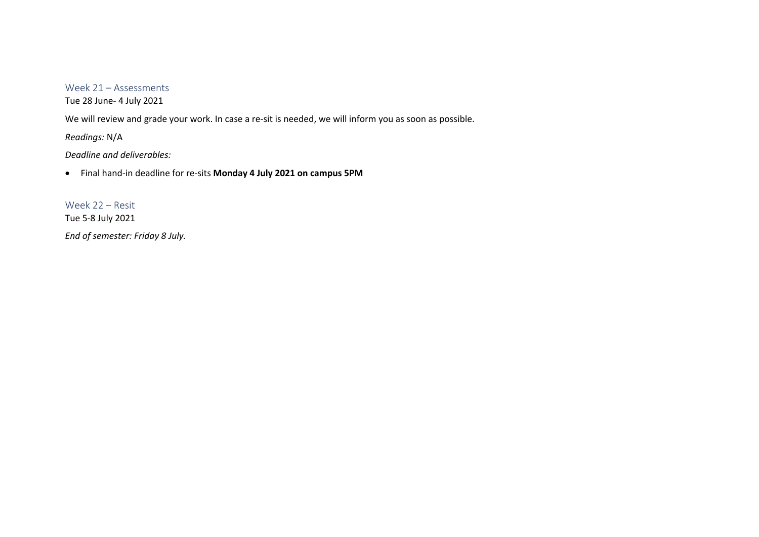## Week 21 – Assessments

Tue 28 June- 4 July 2021

We will review and grade your work. In case a re-sit is needed, we will inform you as soon as possible.

*Readings:* N/A

*Deadline and deliverables:*

- Final hand-in deadline for re-sits **Monday 4 July 2021 on campus 5PM**

## Week 22 – Resit

Tue 5-8 July 2021

*End of semester: Friday 8 July.*